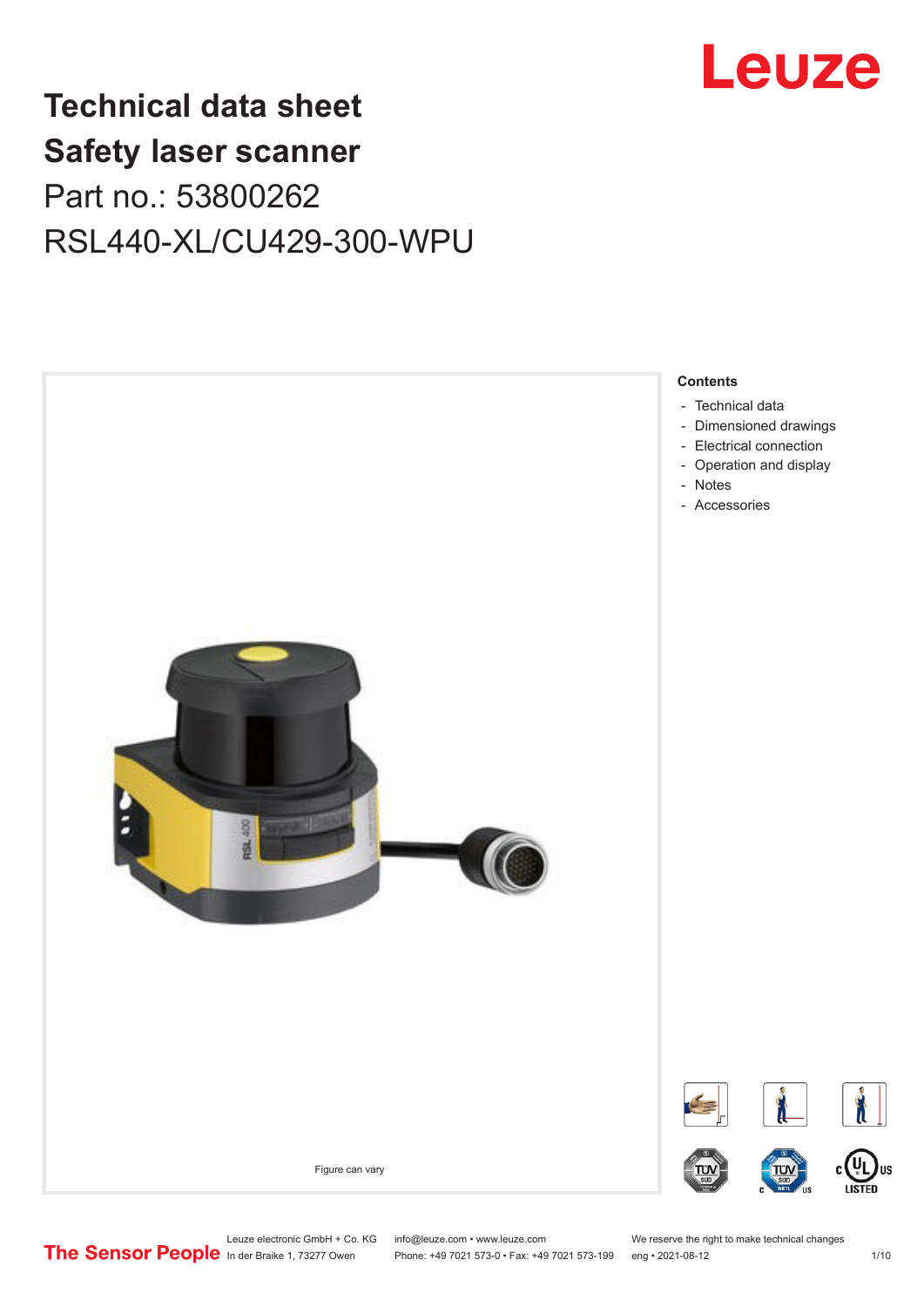# Technical data sheet
# Safety laser scanner

Part no.: 53800262

RSL440-XL/CU429-300-WPU

Figure can vary

**Contents**

- Technical data
- Dimensioned drawings
- Electrical connection
- Operation and display
- Notes
- Accessories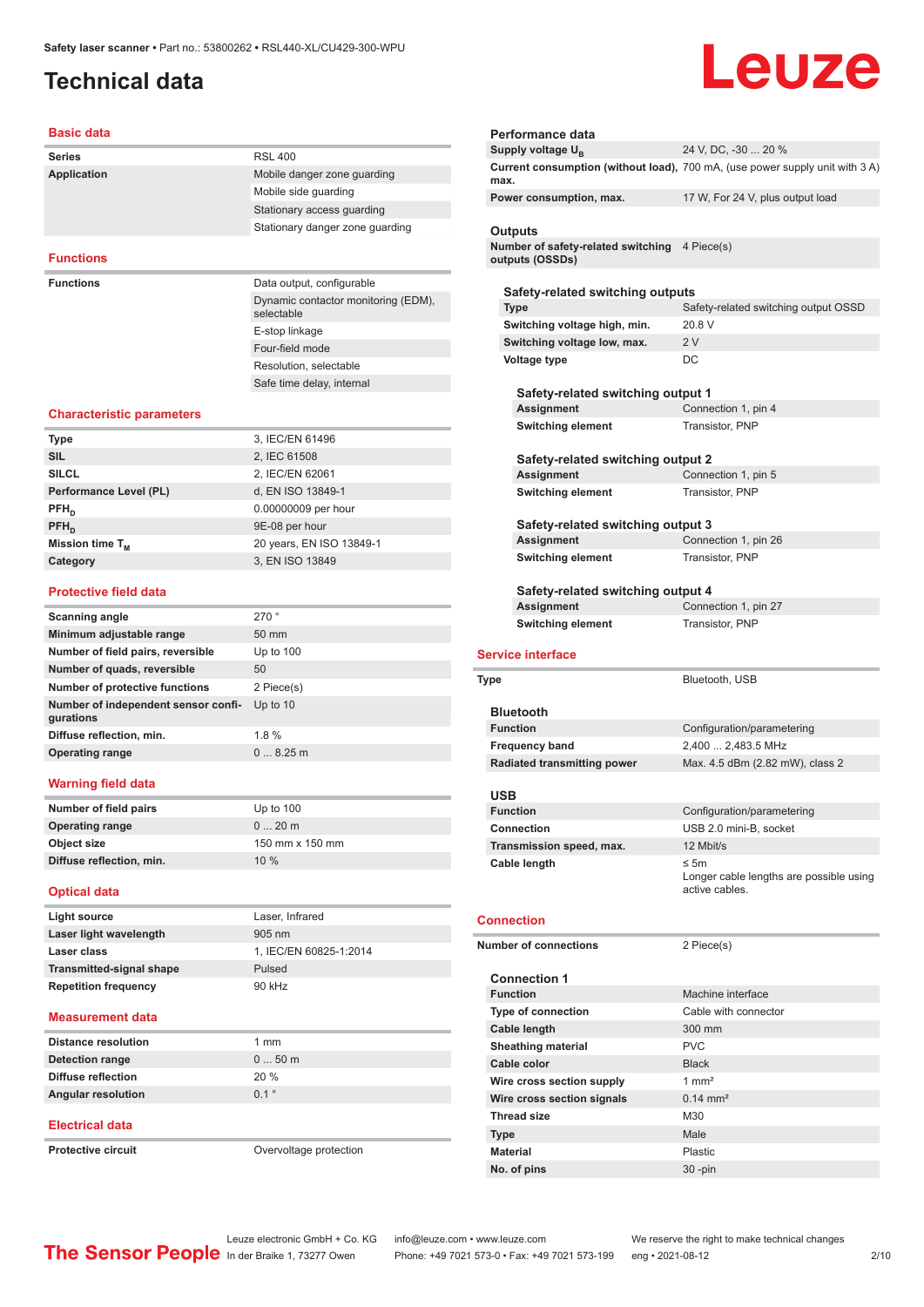# Technical data

## Basic data

| | |
|---|---|
| **Series** | RSL 400 |
| **Application** | Mobile danger zone guarding |
| | Mobile side guarding |
| | Stationary access guarding |
| | Stationary danger zone guarding |

## Functions

| | |
|---|---|
| **Functions** | Data output, configurable |
| | Dynamic contactor monitoring (EDM), selectable |
| | E-stop linkage |
| | Four-field mode |
| | Resolution, selectable |
| | Safe time delay, internal |

## Characteristic parameters

| | |
|---|---|
| **Type** | 3, IEC/EN 61496 |
| **SIL** | 2, IEC 61508 |
| **SILCL** | 2, IEC/EN 62061 |
| **Performance Level (PL)** | d, EN ISO 13849-1 |
| **$PFH_D$** | 0.00000009 per hour |
| **$PFH_D$** | 9E-08 per hour |
| **Mission time $T_M$** | 20 years, EN ISO 13849-1 |
| **Category** | 3, EN ISO 13849 |

## Protective field data

| | |
|---|---|
| **Scanning angle** | 270 ° |
| **Minimum adjustable range** | 50 mm |
| **Number of field pairs, reversible** | Up to 100 |
| **Number of quads, reversible** | 50 |
| **Number of protective functions** | 2 Piece(s) |
| **Number of independent sensor configurations** | Up to 10 |
| **Diffuse reflection, min.** | 1.8 % |
| **Operating range** | 0 ... 8.25 m |

## Warning field data

| | |
|---|---|
| **Number of field pairs** | Up to 100 |
| **Operating range** | 0 ... 20 m |
| **Object size** | 150 mm x 150 mm |
| **Diffuse reflection, min.** | 10 % |

## Optical data

| | |
|---|---|
| **Light source** | Laser, Infrared |
| **Laser light wavelength** | 905 nm |
| **Laser class** | 1, IEC/EN 60825-1:2014 |
| **Transmitted-signal shape** | Pulsed |
| **Repetition frequency** | 90 kHz |

## Measurement data

| | |
|---|---|
| **Distance resolution** | 1 mm |
| **Detection range** | 0 ... 50 m |
| **Diffuse reflection** | 20 % |
| **Angular resolution** | 0.1 ° |

## Electrical data

| | |
|---|---|
| **Protective circuit** | Overvoltage protection |

### Performance data

| | |
|---|---|
| **Supply voltage $U_B$** | 24 V, DC, -30 ... 20 % |
| **Current consumption (without load), max.** | 700 mA, (use power supply unit with 3 A) |
| **Power consumption, max.** | 17 W, For 24 V, plus output load |

### Outputs

| | |
|---|---|
| **Number of safety-related switching outputs (OSSDs)** | 4 Piece(s) |

#### Safety-related switching outputs

| | |
|---|---|
| **Type** | Safety-related switching output OSSD |
| **Switching voltage high, min.** | 20.8 V |
| **Switching voltage low, max.** | 2 V |
| **Voltage type** | DC |

##### Safety-related switching output 1

| | |
|---|---|
| **Assignment** | Connection 1, pin 4 |
| **Switching element** | Transistor, PNP |

##### Safety-related switching output 2

| | |
|---|---|
| **Assignment** | Connection 1, pin 5 |
| **Switching element** | Transistor, PNP |

##### Safety-related switching output 3

| | |
|---|---|
| **Assignment** | Connection 1, pin 26 |
| **Switching element** | Transistor, PNP |

##### Safety-related switching output 4

| | |
|---|---|
| **Assignment** | Connection 1, pin 27 |
| **Switching element** | Transistor, PNP |

## Service interface

| | |
|---|---|
| **Type** | Bluetooth, USB |

### Bluetooth

| | |
|---|---|
| **Function** | Configuration/parametering |
| **Frequency band** | 2,400 ... 2,483.5 MHz |
| **Radiated transmitting power** | Max. 4.5 dBm (2.82 mW), class 2 |

### USB

| | |
|---|---|
| **Function** | Configuration/parametering |
| **Connection** | USB 2.0 mini-B, socket |
| **Transmission speed, max.** | 12 Mbit/s |
| **Cable length** | ≤ 5m<br>Longer cable lengths are possible using active cables. |

## Connection

| | |
|---|---|
| **Number of connections** | 2 Piece(s) |

### Connection 1

| | |
|---|---|
| **Function** | Machine interface |
| **Type of connection** | Cable with connector |
| **Cable length** | 300 mm |
| **Sheathing material** | PVC |
| **Cable color** | Black |
| **Wire cross section supply** | 1 mm² |
| **Wire cross section signals** | 0.14 mm² |
| **Thread size** | M30 |
| **Type** | Male |
| **Material** | Plastic |
| **No. of pins** | 30 -pin |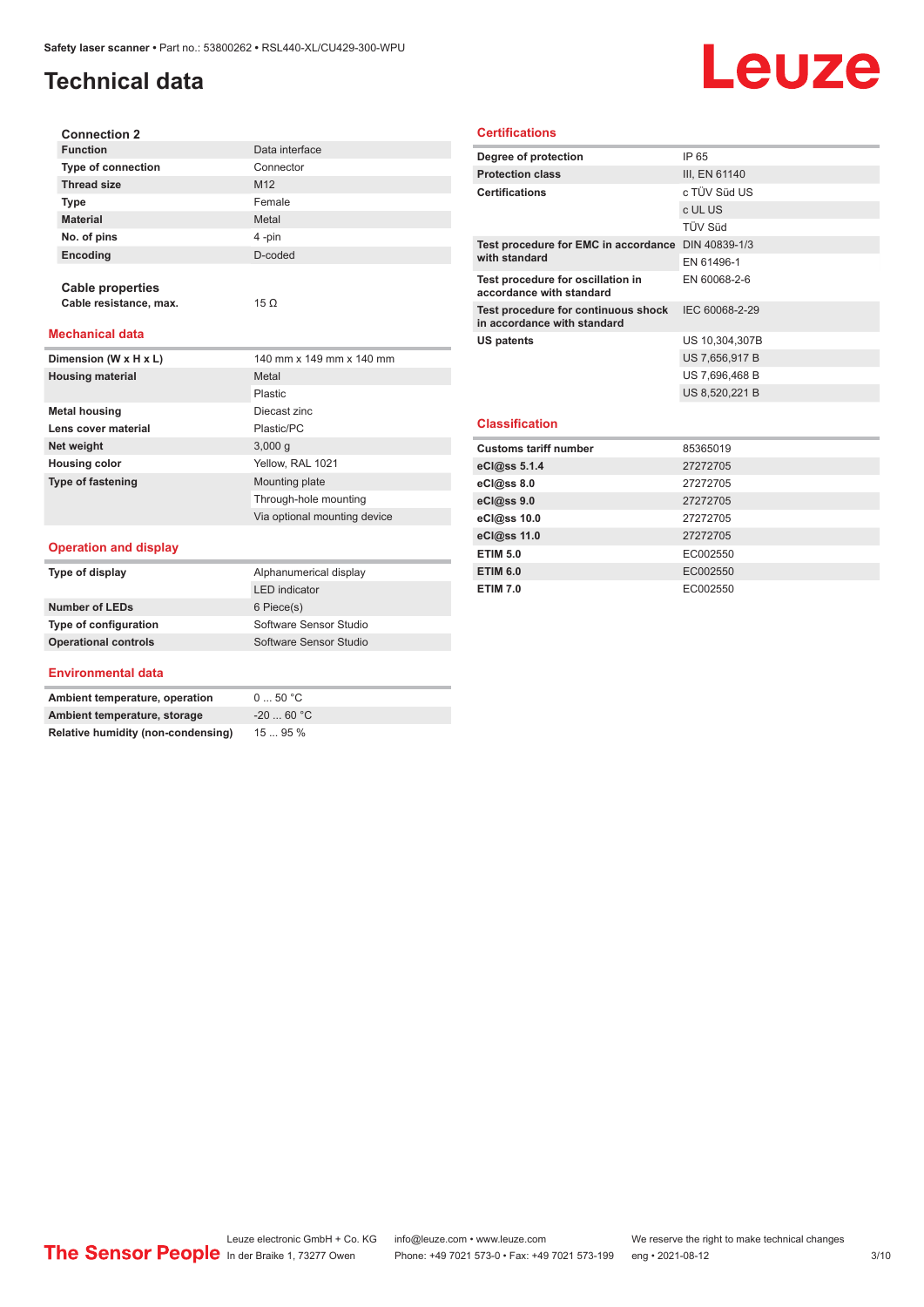# Technical data

### Connection 2

| | |
|---|---|
| **Function** | Data interface |
| **Type of connection** | Connector |
| **Thread size** | M12 |
| **Type** | Female |
| **Material** | Metal |
| **No. of pins** | 4 -pin |
| **Encoding** | D-coded |

### Cable properties

| | |
|---|---|
| **Cable resistance, max.** | 15 Ω |

## Mechanical data

| | |
|---|---|
| **Dimension (W x H x L)** | 140 mm x 149 mm x 140 mm |
| **Housing material** | Metal |
| | Plastic |
| **Metal housing** | Diecast zinc |
| **Lens cover material** | Plastic/PC |
| **Net weight** | 3,000 g |
| **Housing color** | Yellow, RAL 1021 |
| **Type of fastening** | Mounting plate |
| | Through-hole mounting |
| | Via optional mounting device |

## Operation and display

| | |
|---|---|
| **Type of display** | Alphanumerical display |
| | LED indicator |
| **Number of LEDs** | 6 Piece(s) |
| **Type of configuration** | Software Sensor Studio |
| **Operational controls** | Software Sensor Studio |

## Environmental data

| | |
|---|---|
| **Ambient temperature, operation** | 0 ... 50 °C |
| **Ambient temperature, storage** | -20 ... 60 °C |
| **Relative humidity (non-condensing)** | 15 ... 95 % |

## Certifications

| | |
|---|---|
| **Degree of protection** | IP 65 |
| **Protection class** | III, EN 61140 |
| **Certifications** | c TÜV Süd US |
| | c UL US |
| | TÜV Süd |
| **Test procedure for EMC in accordance with standard** | DIN 40839-1/3 |
| | EN 61496-1 |
| **Test procedure for oscillation in accordance with standard** | EN 60068-2-6 |
| **Test procedure for continuous shock in accordance with standard** | IEC 60068-2-29 |
| **US patents** | US 10,304,307B |
| | US 7,656,917 B |
| | US 7,696,468 B |
| | US 8,520,221 B |

## Classification

| | |
|---|---|
| **Customs tariff number** | 85365019 |
| **eCl@ss 5.1.4** | 27272705 |
| **eCl@ss 8.0** | 27272705 |
| **eCl@ss 9.0** | 27272705 |
| **eCl@ss 10.0** | 27272705 |
| **eCl@ss 11.0** | 27272705 |
| **ETIM 5.0** | EC002550 |
| **ETIM 6.0** | EC002550 |
| **ETIM 7.0** | EC002550 |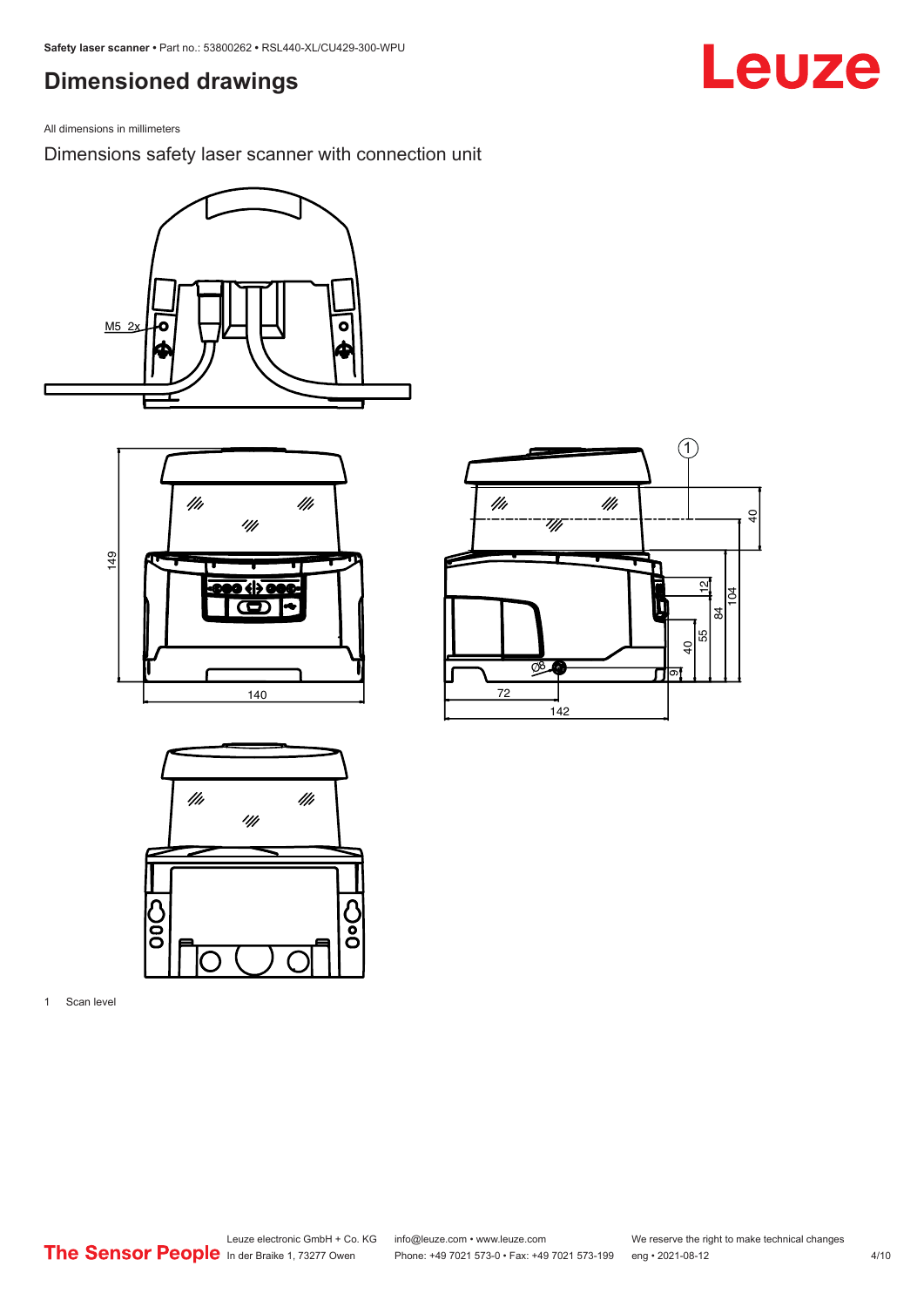# Dimensioned drawings

All dimensions in millimeters

## Dimensions safety laser scanner with connection unit

1 Scan level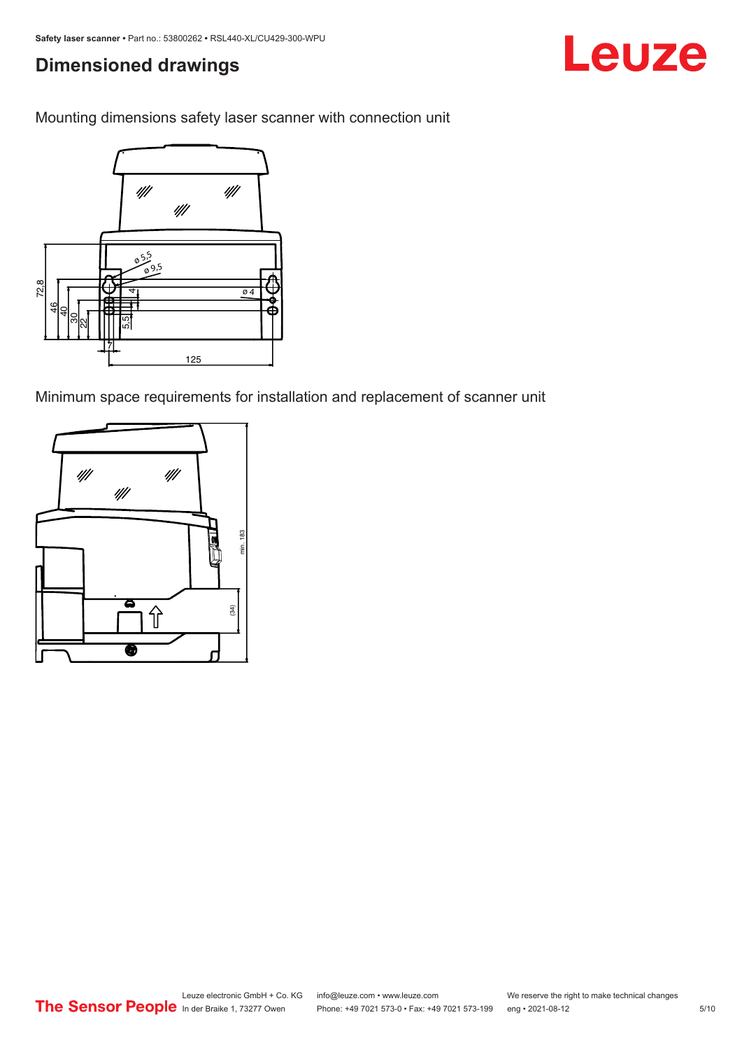## Dimensioned drawings

Mounting dimensions safety laser scanner with connection unit

Minimum space requirements for installation and replacement of scanner unit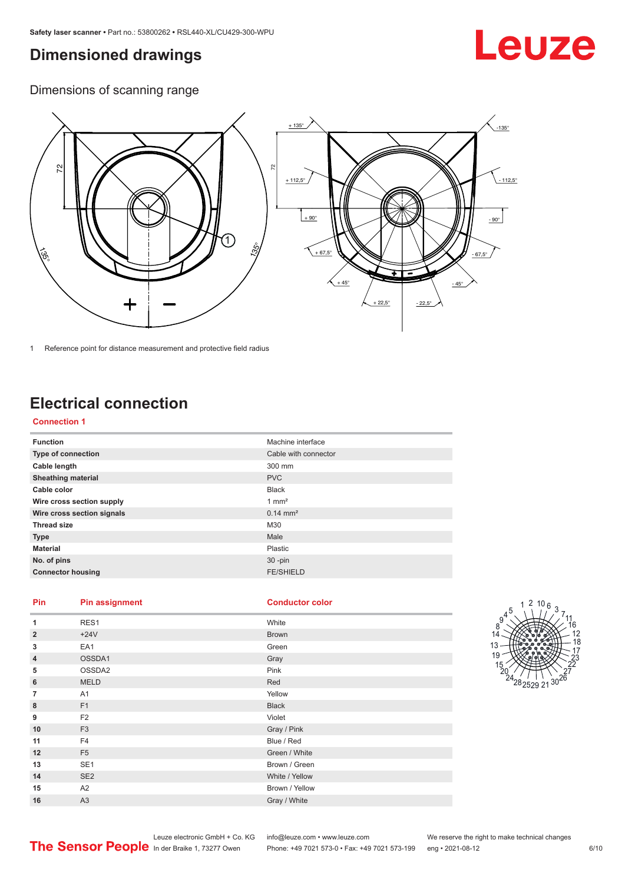# Dimensioned drawings

## Dimensions of scanning range

1 Reference point for distance measurement and protective field radius

# Electrical connection

### Connection 1

| Function | Machine interface |
|---|---|
| Type of connection | Cable with connector |
| Cable length | 300 mm |
| Sheathing material | PVC |
| Cable color | Black |
| Wire cross section supply | 1 mm² |
| Wire cross section signals | 0.14 mm² |
| Thread size | M30 |
| Type | Male |
| Material | Plastic |
| No. of pins | 30 -pin |
| Connector housing | FE/SHIELD |

| Pin | Pin assignment | Conductor color |
|---|---|---|
| 1 | RES1 | White |
| 2 | +24V | Brown |
| 3 | EA1 | Green |
| 4 | OSSDA1 | Gray |
| 5 | OSSDA2 | Pink |
| 6 | MELD | Red |
| 7 | A1 | Yellow |
| 8 | F1 | Black |
| 9 | F2 | Violet |
| 10 | F3 | Gray / Pink |
| 11 | F4 | Blue / Red |
| 12 | F5 | Green / White |
| 13 | SE1 | Brown / Green |
| 14 | SE2 | White / Yellow |
| 15 | A2 | Brown / Yellow |
| 16 | A3 | Gray / White |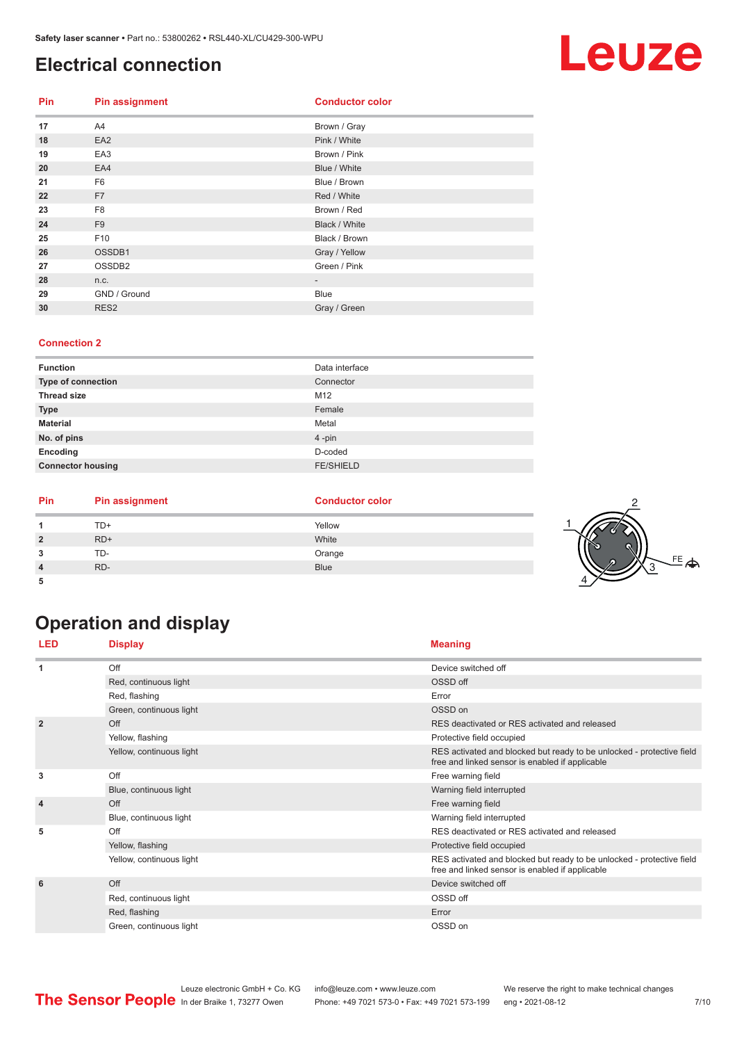## Electrical connection

| Pin | Pin assignment | Conductor color |
|---|---|---|
| 17 | A4 | Brown / Gray |
| 18 | EA2 | Pink / White |
| 19 | EA3 | Brown / Pink |
| 20 | EA4 | Blue / White |
| 21 | F6 | Blue / Brown |
| 22 | F7 | Red / White |
| 23 | F8 | Brown / Red |
| 24 | F9 | Black / White |
| 25 | F10 | Black / Brown |
| 26 | OSSDB1 | Gray / Yellow |
| 27 | OSSDB2 | Green / Pink |
| 28 | n.c. | - |
| 29 | GND / Ground | Blue |
| 30 | RES2 | Gray / Green |

### Connection 2

| | |
|---|---|
| **Function** | Data interface |
| **Type of connection** | Connector |
| **Thread size** | M12 |
| **Type** | Female |
| **Material** | Metal |
| **No. of pins** | 4 -pin |
| **Encoding** | D-coded |
| **Connector housing** | FE/SHIELD |

| Pin | Pin assignment | Conductor color |
|---|---|---|
| 1 | TD+ | Yellow |
| 2 | RD+ | White |
| 3 | TD- | Orange |
| 4 | RD- | Blue |
| 5 | | |

## Operation and display

| LED | Display | Meaning |
|---|---|---|
| 1 | Off | Device switched off |
| | Red, continuous light | OSSD off |
| | Red, flashing | Error |
| | Green, continuous light | OSSD on |
| 2 | Off | RES deactivated or RES activated and released |
| | Yellow, flashing | Protective field occupied |
| | Yellow, continuous light | RES activated and blocked but ready to be unlocked - protective field free and linked sensor is enabled if applicable |
| 3 | Off | Free warning field |
| | Blue, continuous light | Warning field interrupted |
| 4 | Off | Free warning field |
| | Blue, continuous light | Warning field interrupted |
| 5 | Off | RES deactivated or RES activated and released |
| | Yellow, flashing | Protective field occupied |
| | Yellow, continuous light | RES activated and blocked but ready to be unlocked - protective field free and linked sensor is enabled if applicable |
| 6 | Off | Device switched off |
| | Red, continuous light | OSSD off |
| | Red, flashing | Error |
| | Green, continuous light | OSSD on |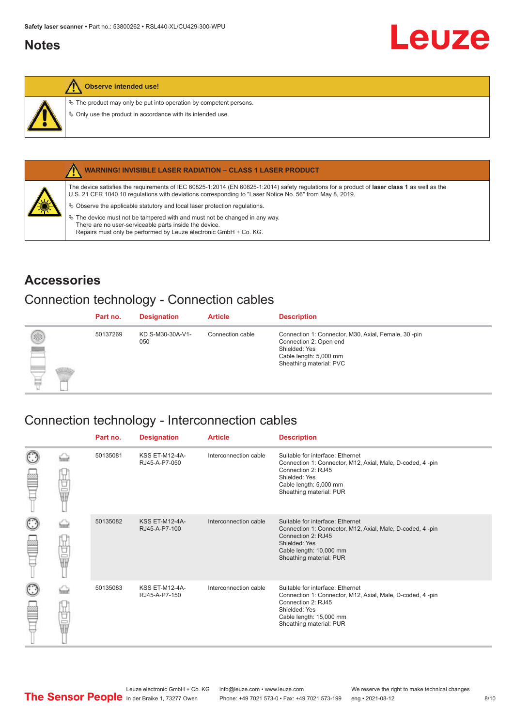## Notes

**Observe intended use!**

- ↳ The product may only be put into operation by competent persons.
- ↳ Only use the product in accordance with its intended use.

**WARNING! INVISIBLE LASER RADIATION – CLASS 1 LASER PRODUCT**

The device satisfies the requirements of IEC 60825-1:2014 (EN 60825-1:2014) safety regulations for a product of **laser class 1** as well as the U.S. 21 CFR 1040.10 regulations with deviations corresponding to "Laser Notice No. 56" from May 8, 2019.

- ↳ Observe the applicable statutory and local laser protection regulations.
- ↳ The device must not be tampered with and must not be changed in any way.
  There are no user-serviceable parts inside the device.
  Repairs must only be performed by Leuze electronic GmbH + Co. KG.

# Accessories

## Connection technology - Connection cables

| Part no. | Designation | Article | Description |
|---|---|---|---|
| 50137269 | KD S-M30-30A-V1-050 | Connection cable | Connection 1: Connector, M30, Axial, Female, 30 -pin<br>Connection 2: Open end<br>Shielded: Yes<br>Cable length: 5,000 mm<br>Sheathing material: PVC |

## Connection technology - Interconnection cables

| Part no. | Designation | Article | Description |
|---|---|---|---|
| 50135081 | KSS ET-M12-4A-RJ45-A-P7-050 | Interconnection cable | Suitable for interface: Ethernet<br>Connection 1: Connector, M12, Axial, Male, D-coded, 4 -pin<br>Connection 2: RJ45<br>Shielded: Yes<br>Cable length: 5,000 mm<br>Sheathing material: PUR |
| 50135082 | KSS ET-M12-4A-RJ45-A-P7-100 | Interconnection cable | Suitable for interface: Ethernet<br>Connection 1: Connector, M12, Axial, Male, D-coded, 4 -pin<br>Connection 2: RJ45<br>Shielded: Yes<br>Cable length: 10,000 mm<br>Sheathing material: PUR |
| 50135083 | KSS ET-M12-4A-RJ45-A-P7-150 | Interconnection cable | Suitable for interface: Ethernet<br>Connection 1: Connector, M12, Axial, Male, D-coded, 4 -pin<br>Connection 2: RJ45<br>Shielded: Yes<br>Cable length: 15,000 mm<br>Sheathing material: PUR |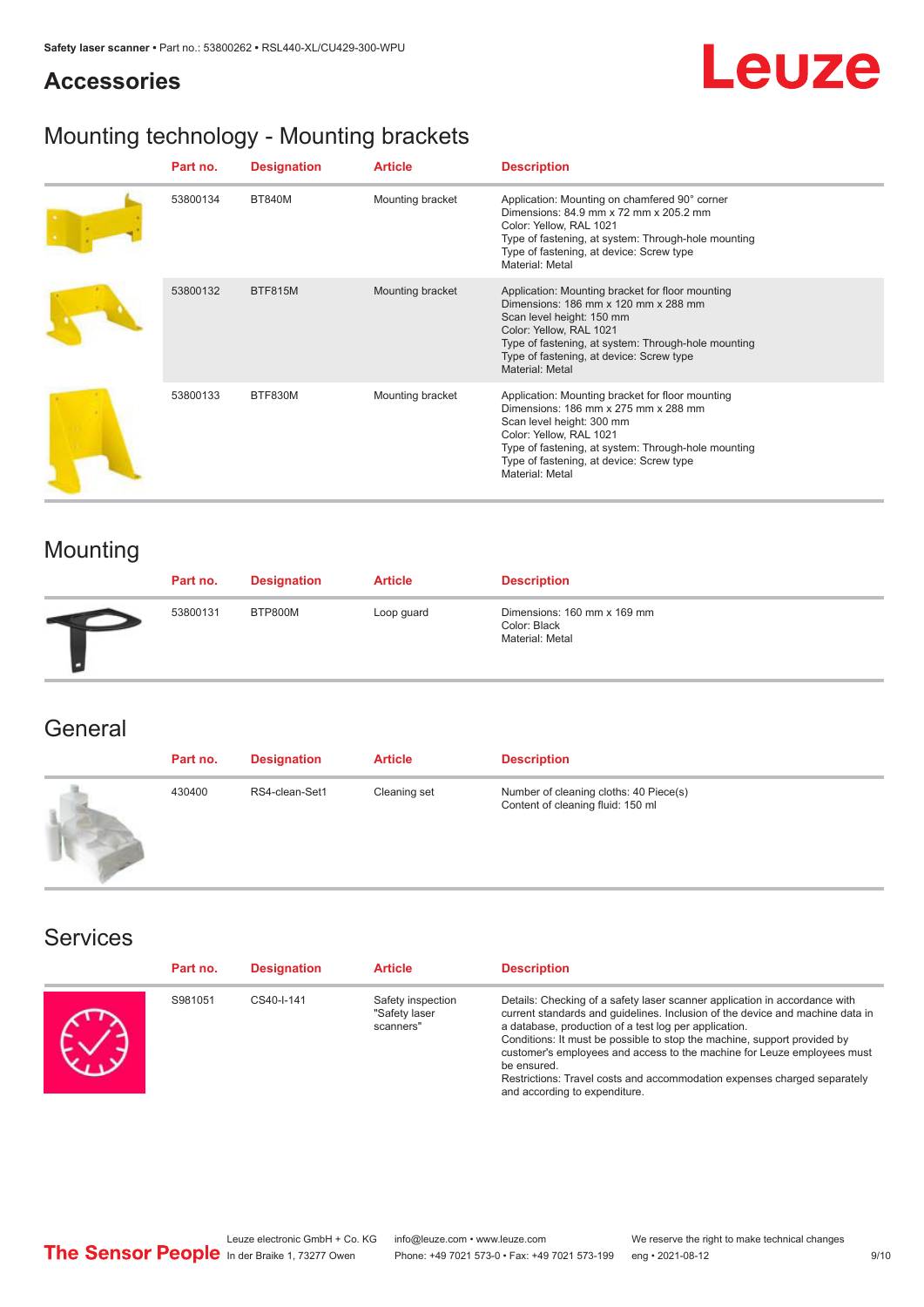## Accessories

## Mounting technology - Mounting brackets

| | Part no. | Designation | Article | Description |
|---|---|---|---|---|
| | 53800134 | BT840M | Mounting bracket | Application: Mounting on chamfered 90° corner<br>Dimensions: 84.9 mm x 72 mm x 205.2 mm<br>Color: Yellow, RAL 1021<br>Type of fastening, at system: Through-hole mounting<br>Type of fastening, at device: Screw type<br>Material: Metal |
| | 53800132 | BTF815M | Mounting bracket | Application: Mounting bracket for floor mounting<br>Dimensions: 186 mm x 120 mm x 288 mm<br>Scan level height: 150 mm<br>Color: Yellow, RAL 1021<br>Type of fastening, at system: Through-hole mounting<br>Type of fastening, at device: Screw type<br>Material: Metal |
| | 53800133 | BTF830M | Mounting bracket | Application: Mounting bracket for floor mounting<br>Dimensions: 186 mm x 275 mm x 288 mm<br>Scan level height: 300 mm<br>Color: Yellow, RAL 1021<br>Type of fastening, at system: Through-hole mounting<br>Type of fastening, at device: Screw type<br>Material: Metal |

## Mounting

| | Part no. | Designation | Article | Description |
|---|---|---|---|---|
| | 53800131 | BTP800M | Loop guard | Dimensions: 160 mm x 169 mm<br>Color: Black<br>Material: Metal |

## General

| | Part no. | Designation | Article | Description |
|---|---|---|---|---|
| | 430400 | RS4-clean-Set1 | Cleaning set | Number of cleaning cloths: 40 Piece(s)<br>Content of cleaning fluid: 150 ml |

## Services

| | Part no. | Designation | Article | Description |
|---|---|---|---|---|
| | S981051 | CS40-I-141 | Safety inspection "Safety laser scanners" | Details: Checking of a safety laser scanner application in accordance with current standards and guidelines. Inclusion of the device and machine data in a database, production of a test log per application.<br>Conditions: It must be possible to stop the machine, support provided by customer's employees and access to the machine for Leuze employees must be ensured.<br>Restrictions: Travel costs and accommodation expenses charged separately and according to expenditure. |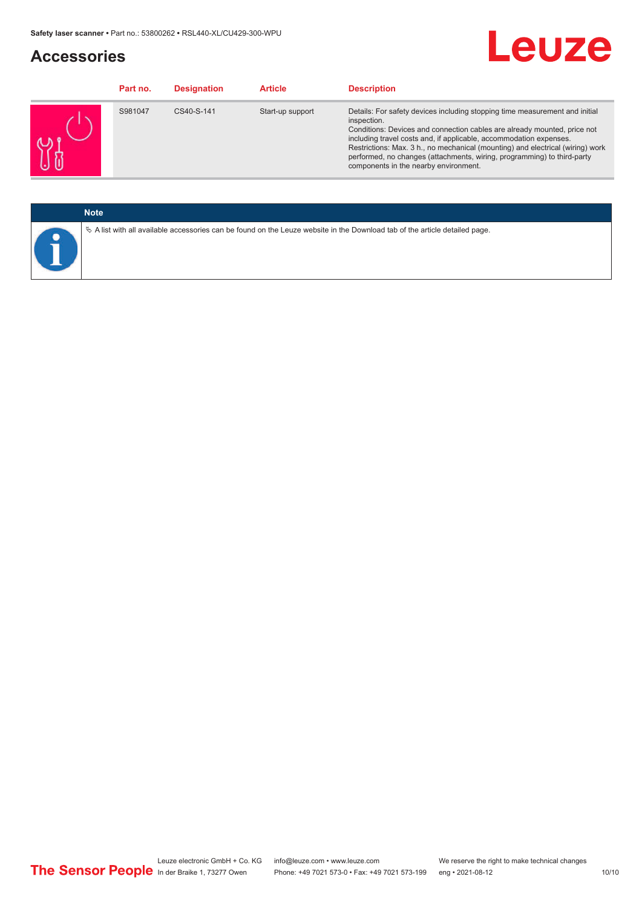## Accessories

| | Part no. | Designation | Article | Description |
|---|---|---|---|---|
| | S981047 | CS40-S-141 | Start-up support | Details: For safety devices including stopping time measurement and initial inspection.<br>Conditions: Devices and connection cables are already mounted, price not including travel costs and, if applicable, accommodation expenses.<br>Restrictions: Max. 3 h., no mechanical (mounting) and electrical (wiring) work performed, no changes (attachments, wiring, programming) to third-party components in the nearby environment. |

**Note**

✎ A list with all available accessories can be found on the Leuze website in the Download tab of the article detailed page.